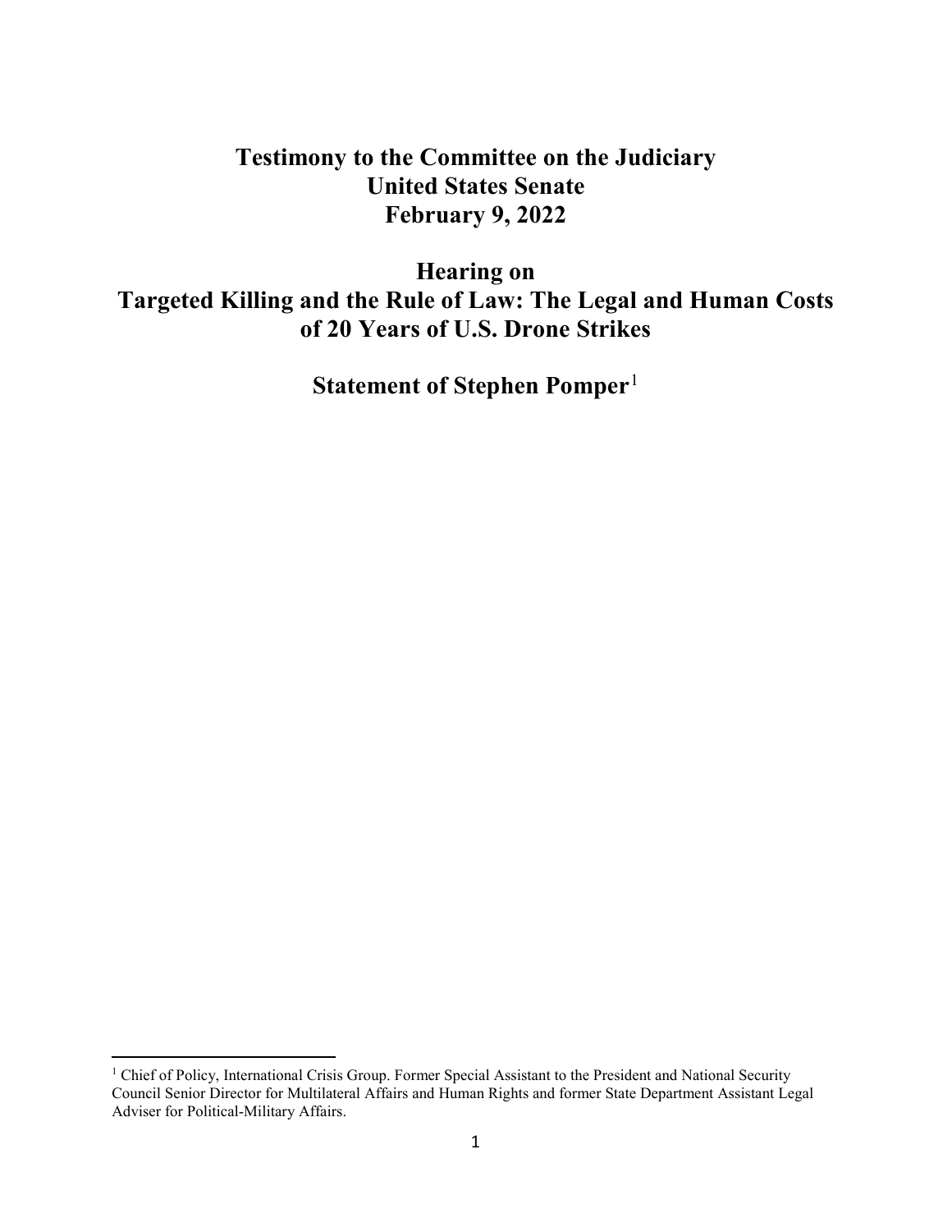# Testimony to the Committee on the Judiciary
# United States Senate
# February 9, 2022

## Hearing on
## Targeted Killing and the Rule of Law: The Legal and Human Costs of 20 Years of U.S. Drone Strikes

## Statement of Stephen Pomper[1]

[1] Chief of Policy, International Crisis Group. Former Special Assistant to the President and National Security Council Senior Director for Multilateral Affairs and Human Rights and former State Department Assistant Legal Adviser for Political-Military Affairs.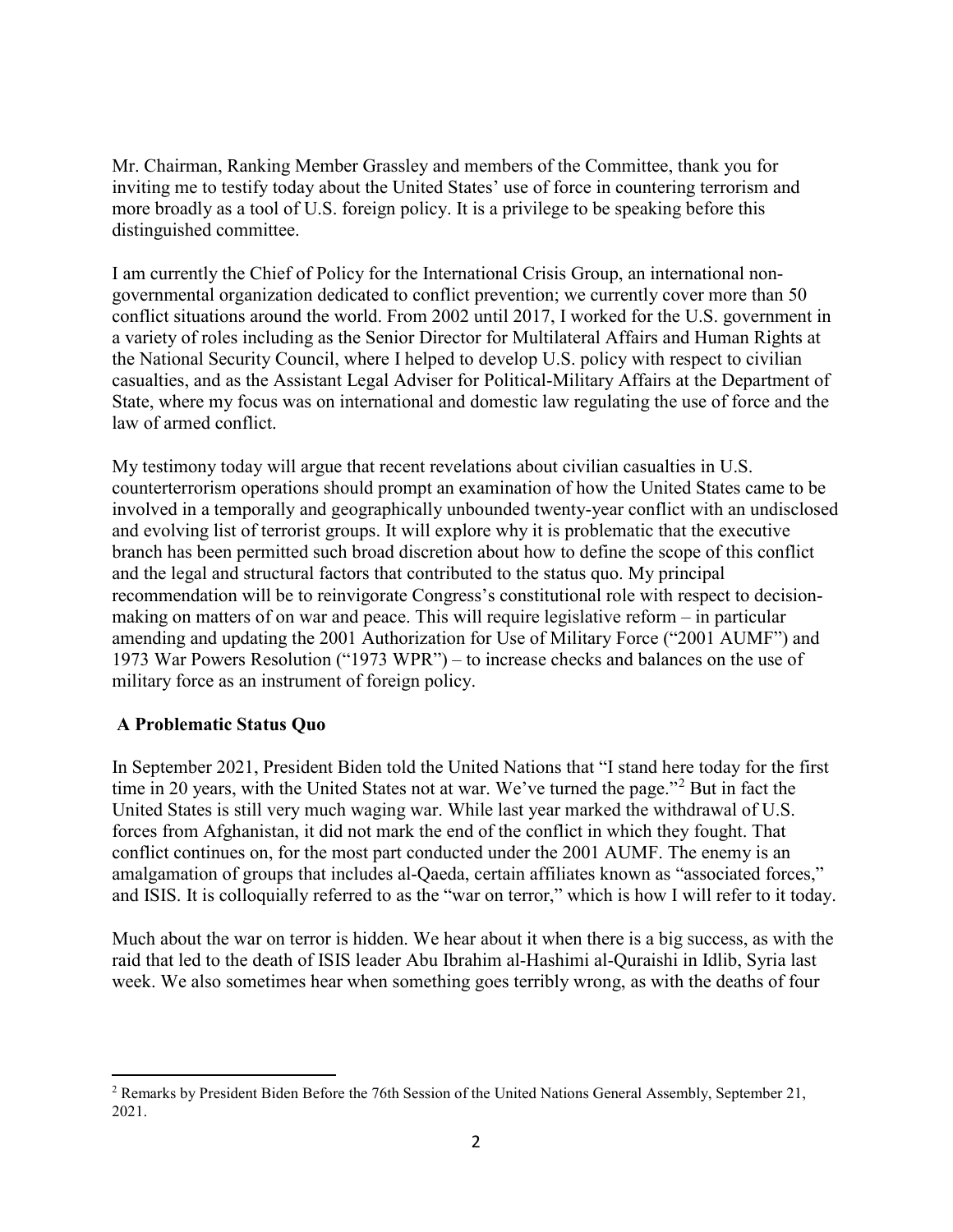Mr. Chairman, Ranking Member Grassley and members of the Committee, thank you for inviting me to testify today about the United States' use of force in countering terrorism and more broadly as a tool of U.S. foreign policy. It is a privilege to be speaking before this distinguished committee.

I am currently the Chief of Policy for the International Crisis Group, an international non-governmental organization dedicated to conflict prevention; we currently cover more than 50 conflict situations around the world. From 2002 until 2017, I worked for the U.S. government in a variety of roles including as the Senior Director for Multilateral Affairs and Human Rights at the National Security Council, where I helped to develop U.S. policy with respect to civilian casualties, and as the Assistant Legal Adviser for Political-Military Affairs at the Department of State, where my focus was on international and domestic law regulating the use of force and the law of armed conflict.

My testimony today will argue that recent revelations about civilian casualties in U.S. counterterrorism operations should prompt an examination of how the United States came to be involved in a temporally and geographically unbounded twenty-year conflict with an undisclosed and evolving list of terrorist groups. It will explore why it is problematic that the executive branch has been permitted such broad discretion about how to define the scope of this conflict and the legal and structural factors that contributed to the status quo. My principal recommendation will be to reinvigorate Congress's constitutional role with respect to decision-making on matters of on war and peace. This will require legislative reform – in particular amending and updating the 2001 Authorization for Use of Military Force ("2001 AUMF") and 1973 War Powers Resolution ("1973 WPR") – to increase checks and balances on the use of military force as an instrument of foreign policy.

## A Problematic Status Quo

In September 2021, President Biden told the United Nations that "I stand here today for the first time in 20 years, with the United States not at war. We've turned the page."[2] But in fact the United States is still very much waging war. While last year marked the withdrawal of U.S. forces from Afghanistan, it did not mark the end of the conflict in which they fought. That conflict continues on, for the most part conducted under the 2001 AUMF. The enemy is an amalgamation of groups that includes al-Qaeda, certain affiliates known as "associated forces," and ISIS. It is colloquially referred to as the "war on terror," which is how I will refer to it today.

Much about the war on terror is hidden. We hear about it when there is a big success, as with the raid that led to the death of ISIS leader Abu Ibrahim al-Hashimi al-Quraishi in Idlib, Syria last week. We also sometimes hear when something goes terribly wrong, as with the deaths of four

---

[2] Remarks by President Biden Before the 76th Session of the United Nations General Assembly, September 21, 2021.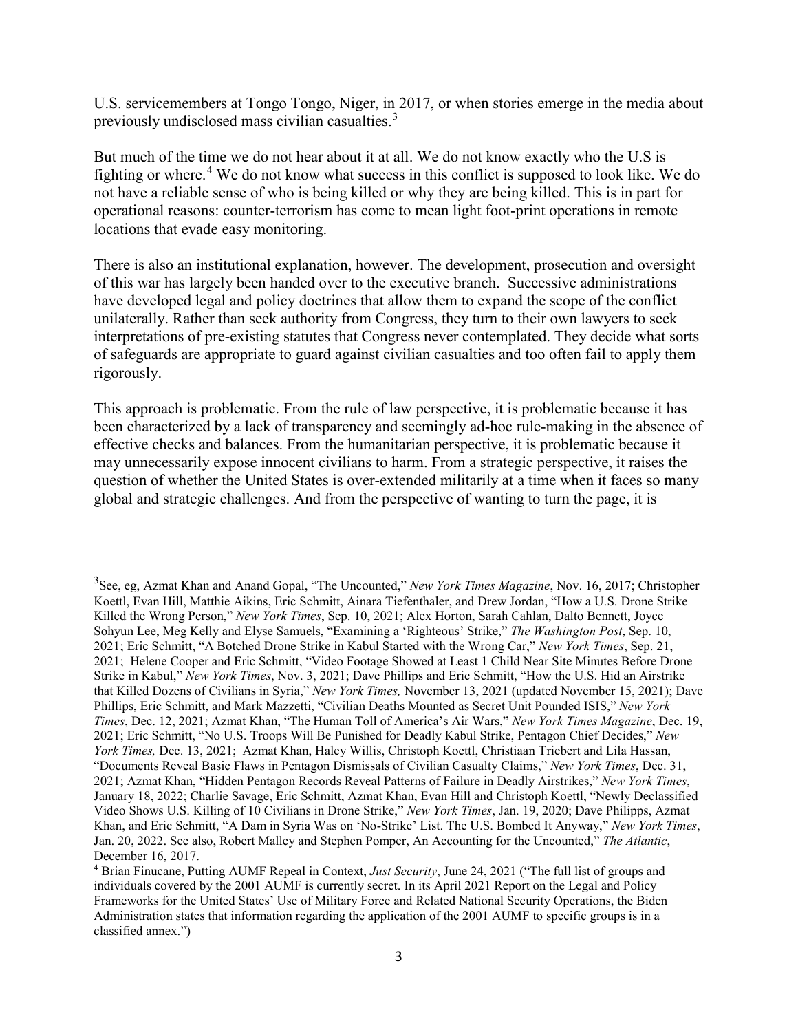U.S. servicemembers at Tongo Tongo, Niger, in 2017, or when stories emerge in the media about previously undisclosed mass civilian casualties.[3]

But much of the time we do not hear about it at all. We do not know exactly who the U.S is fighting or where.[4] We do not know what success in this conflict is supposed to look like. We do not have a reliable sense of who is being killed or why they are being killed. This is in part for operational reasons: counter-terrorism has come to mean light foot-print operations in remote locations that evade easy monitoring.

There is also an institutional explanation, however. The development, prosecution and oversight of this war has largely been handed over to the executive branch. Successive administrations have developed legal and policy doctrines that allow them to expand the scope of the conflict unilaterally. Rather than seek authority from Congress, they turn to their own lawyers to seek interpretations of pre-existing statutes that Congress never contemplated. They decide what sorts of safeguards are appropriate to guard against civilian casualties and too often fail to apply them rigorously.

This approach is problematic. From the rule of law perspective, it is problematic because it has been characterized by a lack of transparency and seemingly ad-hoc rule-making in the absence of effective checks and balances. From the humanitarian perspective, it is problematic because it may unnecessarily expose innocent civilians to harm. From a strategic perspective, it raises the question of whether the United States is over-extended militarily at a time when it faces so many global and strategic challenges. And from the perspective of wanting to turn the page, it is

---

[3] See, eg, Azmat Khan and Anand Gopal, "The Uncounted," *New York Times Magazine*, Nov. 16, 2017; Christopher Koettl, Evan Hill, Matthie Aikins, Eric Schmitt, Ainara Tiefenthaler, and Drew Jordan, "How a U.S. Drone Strike Killed the Wrong Person," *New York Times*, Sep. 10, 2021; Alex Horton, Sarah Cahlan, Dalto Bennett, Joyce Sohyun Lee, Meg Kelly and Elyse Samuels, "Examining a 'Righteous' Strike," *The Washington Post*, Sep. 10, 2021; Eric Schmitt, "A Botched Drone Strike in Kabul Started with the Wrong Car," *New York Times*, Sep. 21, 2021; Helene Cooper and Eric Schmitt, "Video Footage Showed at Least 1 Child Near Site Minutes Before Drone Strike in Kabul," *New York Times*, Nov. 3, 2021; Dave Phillips and Eric Schmitt, "How the U.S. Hid an Airstrike that Killed Dozens of Civilians in Syria," *New York Times,* November 13, 2021 (updated November 15, 2021); Dave Phillips, Eric Schmitt, and Mark Mazzetti, "Civilian Deaths Mounted as Secret Unit Pounded ISIS," *New York Times*, Dec. 12, 2021; Azmat Khan, "The Human Toll of America's Air Wars," *New York Times Magazine*, Dec. 19, 2021; Eric Schmitt, "No U.S. Troops Will Be Punished for Deadly Kabul Strike, Pentagon Chief Decides," *New York Times,* Dec. 13, 2021; Azmat Khan, Haley Willis, Christoph Koettl, Christiaan Triebert and Lila Hassan, "Documents Reveal Basic Flaws in Pentagon Dismissals of Civilian Casualty Claims," *New York Times*, Dec. 31, 2021; Azmat Khan, "Hidden Pentagon Records Reveal Patterns of Failure in Deadly Airstrikes," *New York Times*, January 18, 2022; Charlie Savage, Eric Schmitt, Azmat Khan, Evan Hill and Christoph Koettl, "Newly Declassified Video Shows U.S. Killing of 10 Civilians in Drone Strike," *New York Times*, Jan. 19, 2020; Dave Philipps, Azmat Khan, and Eric Schmitt, "A Dam in Syria Was on 'No-Strike' List. The U.S. Bombed It Anyway," *New York Times*, Jan. 20, 2022. See also, Robert Malley and Stephen Pomper, An Accounting for the Uncounted," *The Atlantic*, December 16, 2017.

[4] Brian Finucane, Putting AUMF Repeal in Context, *Just Security*, June 24, 2021 ("The full list of groups and individuals covered by the 2001 AUMF is currently secret. In its April 2021 Report on the Legal and Policy Frameworks for the United States' Use of Military Force and Related National Security Operations, the Biden Administration states that information regarding the application of the 2001 AUMF to specific groups is in a classified annex.")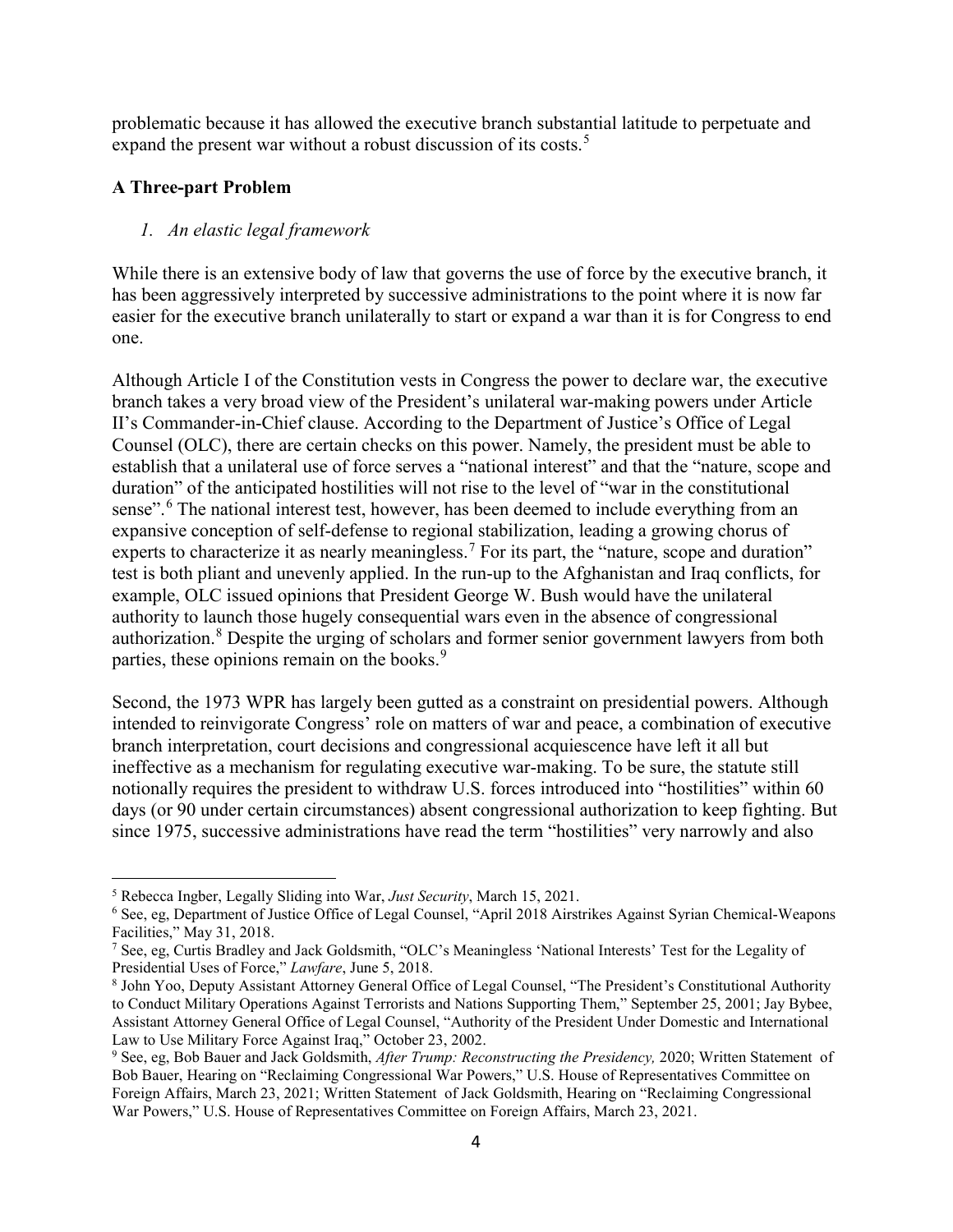problematic because it has allowed the executive branch substantial latitude to perpetuate and expand the present war without a robust discussion of its costs.[5]

### A Three-part Problem

*1. An elastic legal framework*

While there is an extensive body of law that governs the use of force by the executive branch, it has been aggressively interpreted by successive administrations to the point where it is now far easier for the executive branch unilaterally to start or expand a war than it is for Congress to end one.

Although Article I of the Constitution vests in Congress the power to declare war, the executive branch takes a very broad view of the President's unilateral war-making powers under Article II's Commander-in-Chief clause. According to the Department of Justice's Office of Legal Counsel (OLC), there are certain checks on this power. Namely, the president must be able to establish that a unilateral use of force serves a "national interest" and that the "nature, scope and duration" of the anticipated hostilities will not rise to the level of "war in the constitutional sense".[6] The national interest test, however, has been deemed to include everything from an expansive conception of self-defense to regional stabilization, leading a growing chorus of experts to characterize it as nearly meaningless.[7] For its part, the "nature, scope and duration" test is both pliant and unevenly applied. In the run-up to the Afghanistan and Iraq conflicts, for example, OLC issued opinions that President George W. Bush would have the unilateral authority to launch those hugely consequential wars even in the absence of congressional authorization.[8] Despite the urging of scholars and former senior government lawyers from both parties, these opinions remain on the books.[9]

Second, the 1973 WPR has largely been gutted as a constraint on presidential powers. Although intended to reinvigorate Congress' role on matters of war and peace, a combination of executive branch interpretation, court decisions and congressional acquiescence have left it all but ineffective as a mechanism for regulating executive war-making. To be sure, the statute still notionally requires the president to withdraw U.S. forces introduced into "hostilities" within 60 days (or 90 under certain circumstances) absent congressional authorization to keep fighting. But since 1975, successive administrations have read the term "hostilities" very narrowly and also

---

[5] Rebecca Ingber, Legally Sliding into War, *Just Security*, March 15, 2021.

[6] See, eg, Department of Justice Office of Legal Counsel, "April 2018 Airstrikes Against Syrian Chemical-Weapons Facilities," May 31, 2018.

[7] See, eg, Curtis Bradley and Jack Goldsmith, "OLC's Meaningless 'National Interests' Test for the Legality of Presidential Uses of Force," *Lawfare*, June 5, 2018.

[8] John Yoo, Deputy Assistant Attorney General Office of Legal Counsel, "The President's Constitutional Authority to Conduct Military Operations Against Terrorists and Nations Supporting Them," September 25, 2001; Jay Bybee, Assistant Attorney General Office of Legal Counsel, "Authority of the President Under Domestic and International Law to Use Military Force Against Iraq," October 23, 2002.

[9] See, eg, Bob Bauer and Jack Goldsmith, *After Trump: Reconstructing the Presidency,* 2020; Written Statement of Bob Bauer, Hearing on "Reclaiming Congressional War Powers," U.S. House of Representatives Committee on Foreign Affairs, March 23, 2021; Written Statement of Jack Goldsmith, Hearing on "Reclaiming Congressional War Powers," U.S. House of Representatives Committee on Foreign Affairs, March 23, 2021.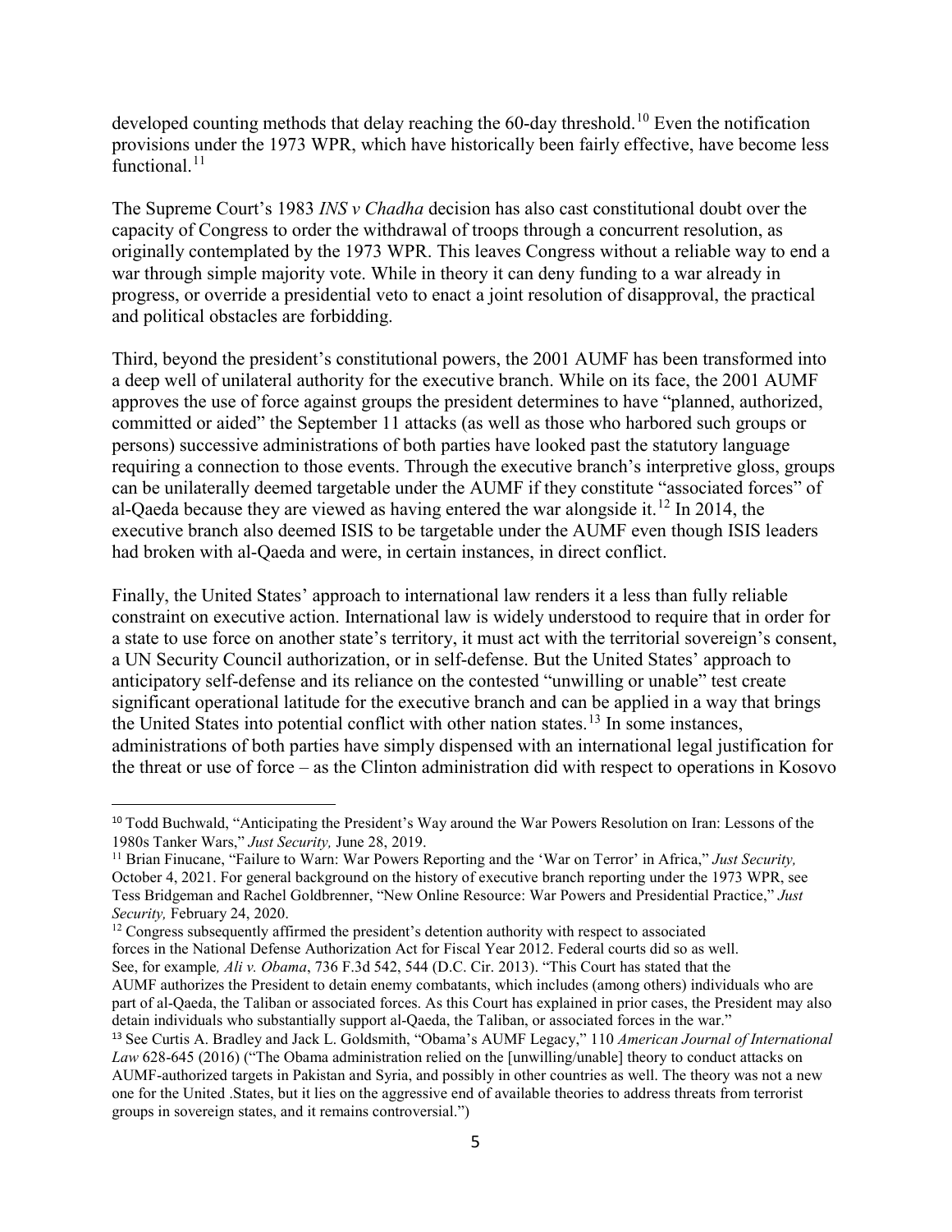developed counting methods that delay reaching the 60-day threshold.[10] Even the notification provisions under the 1973 WPR, which have historically been fairly effective, have become less functional.[11]

The Supreme Court's 1983 *INS v Chadha* decision has also cast constitutional doubt over the capacity of Congress to order the withdrawal of troops through a concurrent resolution, as originally contemplated by the 1973 WPR. This leaves Congress without a reliable way to end a war through simple majority vote. While in theory it can deny funding to a war already in progress, or override a presidential veto to enact a joint resolution of disapproval, the practical and political obstacles are forbidding.

Third, beyond the president's constitutional powers, the 2001 AUMF has been transformed into a deep well of unilateral authority for the executive branch. While on its face, the 2001 AUMF approves the use of force against groups the president determines to have "planned, authorized, committed or aided" the September 11 attacks (as well as those who harbored such groups or persons) successive administrations of both parties have looked past the statutory language requiring a connection to those events. Through the executive branch's interpretive gloss, groups can be unilaterally deemed targetable under the AUMF if they constitute "associated forces" of al-Qaeda because they are viewed as having entered the war alongside it.[12] In 2014, the executive branch also deemed ISIS to be targetable under the AUMF even though ISIS leaders had broken with al-Qaeda and were, in certain instances, in direct conflict.

Finally, the United States' approach to international law renders it a less than fully reliable constraint on executive action. International law is widely understood to require that in order for a state to use force on another state's territory, it must act with the territorial sovereign's consent, a UN Security Council authorization, or in self-defense. But the United States' approach to anticipatory self-defense and its reliance on the contested "unwilling or unable" test create significant operational latitude for the executive branch and can be applied in a way that brings the United States into potential conflict with other nation states.[13] In some instances, administrations of both parties have simply dispensed with an international legal justification for the threat or use of force – as the Clinton administration did with respect to operations in Kosovo

---

[10] Todd Buchwald, "Anticipating the President's Way around the War Powers Resolution on Iran: Lessons of the 1980s Tanker Wars," *Just Security,* June 28, 2019.

[11] Brian Finucane, "Failure to Warn: War Powers Reporting and the 'War on Terror' in Africa," *Just Security,* October 4, 2021. For general background on the history of executive branch reporting under the 1973 WPR, see Tess Bridgeman and Rachel Goldbrenner, "New Online Resource: War Powers and Presidential Practice," *Just Security,* February 24, 2020.

[12] Congress subsequently affirmed the president's detention authority with respect to associated forces in the National Defense Authorization Act for Fiscal Year 2012. Federal courts did so as well. See, for example*, Ali v. Obama*, 736 F.3d 542, 544 (D.C. Cir. 2013). "This Court has stated that the AUMF authorizes the President to detain enemy combatants, which includes (among others) individuals who are part of al-Qaeda, the Taliban or associated forces. As this Court has explained in prior cases, the President may also detain individuals who substantially support al-Qaeda, the Taliban, or associated forces in the war."

[13] See Curtis A. Bradley and Jack L. Goldsmith, "Obama's AUMF Legacy," 110 *American Journal of International Law* 628-645 (2016) ("The Obama administration relied on the [unwilling/unable] theory to conduct attacks on AUMF-authorized targets in Pakistan and Syria, and possibly in other countries as well. The theory was not a new one for the United .States, but it lies on the aggressive end of available theories to address threats from terrorist groups in sovereign states, and it remains controversial.")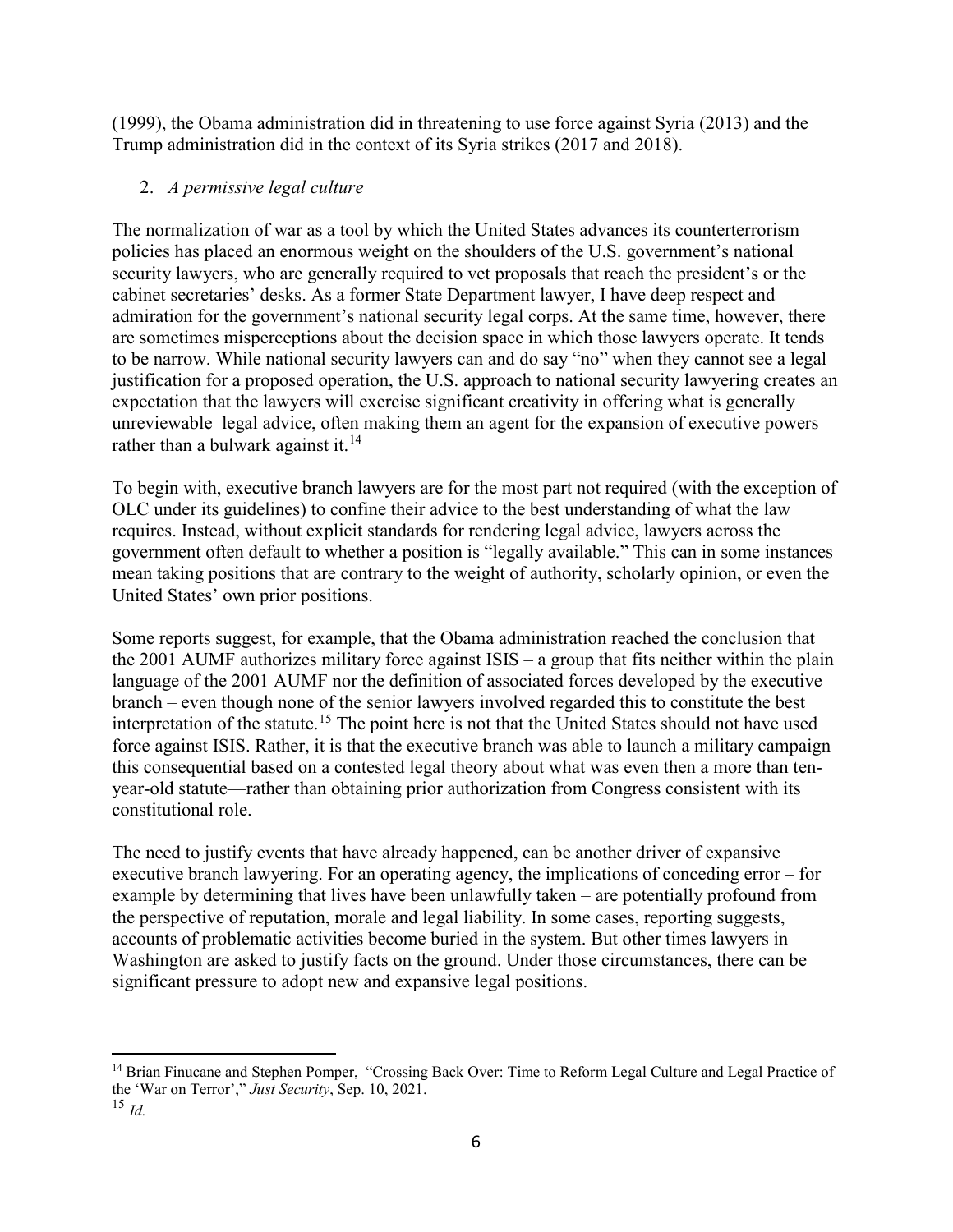(1999), the Obama administration did in threatening to use force against Syria (2013) and the Trump administration did in the context of its Syria strikes (2017 and 2018).

2. *A permissive legal culture*

The normalization of war as a tool by which the United States advances its counterterrorism policies has placed an enormous weight on the shoulders of the U.S. government's national security lawyers, who are generally required to vet proposals that reach the president's or the cabinet secretaries' desks. As a former State Department lawyer, I have deep respect and admiration for the government's national security legal corps. At the same time, however, there are sometimes misperceptions about the decision space in which those lawyers operate. It tends to be narrow. While national security lawyers can and do say "no" when they cannot see a legal justification for a proposed operation, the U.S. approach to national security lawyering creates an expectation that the lawyers will exercise significant creativity in offering what is generally unreviewable legal advice, often making them an agent for the expansion of executive powers rather than a bulwark against it.[14]

To begin with, executive branch lawyers are for the most part not required (with the exception of OLC under its guidelines) to confine their advice to the best understanding of what the law requires. Instead, without explicit standards for rendering legal advice, lawyers across the government often default to whether a position is "legally available." This can in some instances mean taking positions that are contrary to the weight of authority, scholarly opinion, or even the United States' own prior positions.

Some reports suggest, for example, that the Obama administration reached the conclusion that the 2001 AUMF authorizes military force against ISIS – a group that fits neither within the plain language of the 2001 AUMF nor the definition of associated forces developed by the executive branch – even though none of the senior lawyers involved regarded this to constitute the best interpretation of the statute.[15] The point here is not that the United States should not have used force against ISIS. Rather, it is that the executive branch was able to launch a military campaign this consequential based on a contested legal theory about what was even then a more than ten-year-old statute—rather than obtaining prior authorization from Congress consistent with its constitutional role.

The need to justify events that have already happened, can be another driver of expansive executive branch lawyering. For an operating agency, the implications of conceding error – for example by determining that lives have been unlawfully taken – are potentially profound from the perspective of reputation, morale and legal liability. In some cases, reporting suggests, accounts of problematic activities become buried in the system. But other times lawyers in Washington are asked to justify facts on the ground. Under those circumstances, there can be significant pressure to adopt new and expansive legal positions.

---

[14] Brian Finucane and Stephen Pomper, "Crossing Back Over: Time to Reform Legal Culture and Legal Practice of the 'War on Terror'," *Just Security*, Sep. 10, 2021.

[15] *Id.*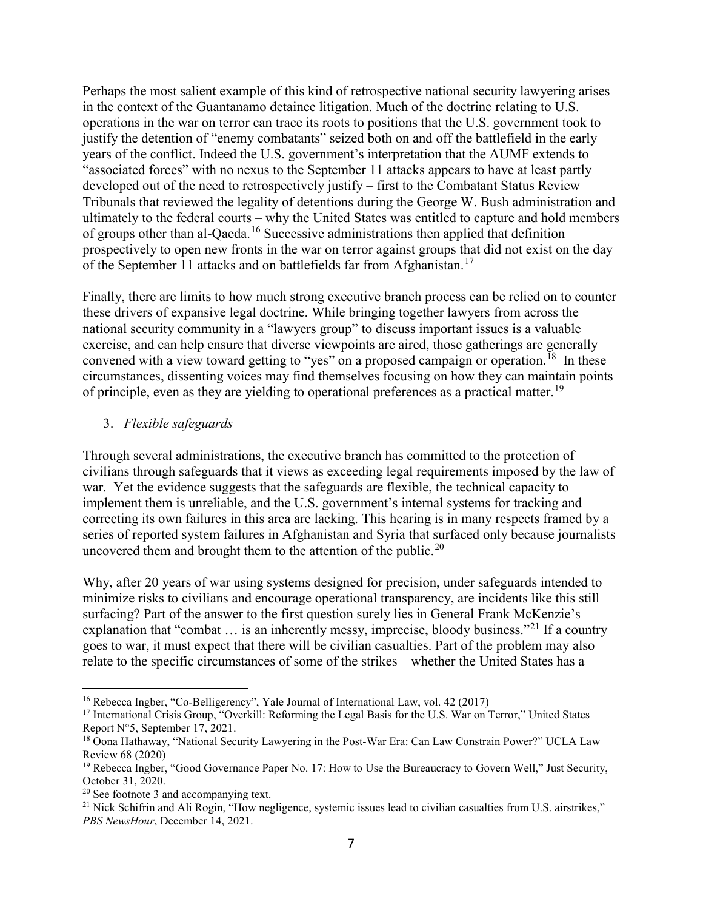Perhaps the most salient example of this kind of retrospective national security lawyering arises in the context of the Guantanamo detainee litigation. Much of the doctrine relating to U.S. operations in the war on terror can trace its roots to positions that the U.S. government took to justify the detention of "enemy combatants" seized both on and off the battlefield in the early years of the conflict. Indeed the U.S. government's interpretation that the AUMF extends to "associated forces" with no nexus to the September 11 attacks appears to have at least partly developed out of the need to retrospectively justify – first to the Combatant Status Review Tribunals that reviewed the legality of detentions during the George W. Bush administration and ultimately to the federal courts – why the United States was entitled to capture and hold members of groups other than al-Qaeda.[16] Successive administrations then applied that definition prospectively to open new fronts in the war on terror against groups that did not exist on the day of the September 11 attacks and on battlefields far from Afghanistan.[17]

Finally, there are limits to how much strong executive branch process can be relied on to counter these drivers of expansive legal doctrine. While bringing together lawyers from across the national security community in a "lawyers group" to discuss important issues is a valuable exercise, and can help ensure that diverse viewpoints are aired, those gatherings are generally convened with a view toward getting to "yes" on a proposed campaign or operation.[18] In these circumstances, dissenting voices may find themselves focusing on how they can maintain points of principle, even as they are yielding to operational preferences as a practical matter.[19]

3. *Flexible safeguards*

Through several administrations, the executive branch has committed to the protection of civilians through safeguards that it views as exceeding legal requirements imposed by the law of war. Yet the evidence suggests that the safeguards are flexible, the technical capacity to implement them is unreliable, and the U.S. government's internal systems for tracking and correcting its own failures in this area are lacking. This hearing is in many respects framed by a series of reported system failures in Afghanistan and Syria that surfaced only because journalists uncovered them and brought them to the attention of the public.[20]

Why, after 20 years of war using systems designed for precision, under safeguards intended to minimize risks to civilians and encourage operational transparency, are incidents like this still surfacing? Part of the answer to the first question surely lies in General Frank McKenzie's explanation that "combat … is an inherently messy, imprecise, bloody business."[21] If a country goes to war, it must expect that there will be civilian casualties. Part of the problem may also relate to the specific circumstances of some of the strikes – whether the United States has a

---

[16] Rebecca Ingber, "Co-Belligerency", Yale Journal of International Law, vol. 42 (2017)

[17] International Crisis Group, "Overkill: Reforming the Legal Basis for the U.S. War on Terror," United States Report N°5, September 17, 2021.

[18] Oona Hathaway, "National Security Lawyering in the Post-War Era: Can Law Constrain Power?" UCLA Law Review 68 (2020)

[19] Rebecca Ingber, "Good Governance Paper No. 17: How to Use the Bureaucracy to Govern Well," Just Security, October 31, 2020.

[20] See footnote 3 and accompanying text.

[21] Nick Schifrin and Ali Rogin, "How negligence, systemic issues lead to civilian casualties from U.S. airstrikes," *PBS NewsHour*, December 14, 2021.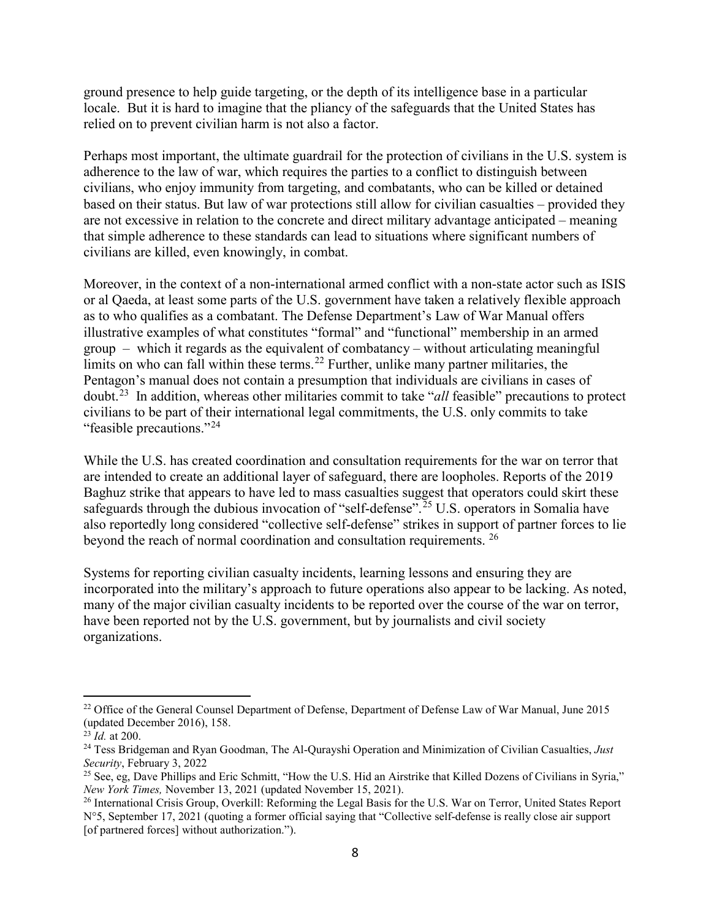ground presence to help guide targeting, or the depth of its intelligence base in a particular locale. But it is hard to imagine that the pliancy of the safeguards that the United States has relied on to prevent civilian harm is not also a factor.

Perhaps most important, the ultimate guardrail for the protection of civilians in the U.S. system is adherence to the law of war, which requires the parties to a conflict to distinguish between civilians, who enjoy immunity from targeting, and combatants, who can be killed or detained based on their status. But law of war protections still allow for civilian casualties – provided they are not excessive in relation to the concrete and direct military advantage anticipated – meaning that simple adherence to these standards can lead to situations where significant numbers of civilians are killed, even knowingly, in combat.

Moreover, in the context of a non-international armed conflict with a non-state actor such as ISIS or al Qaeda, at least some parts of the U.S. government have taken a relatively flexible approach as to who qualifies as a combatant. The Defense Department's Law of War Manual offers illustrative examples of what constitutes "formal" and "functional" membership in an armed group – which it regards as the equivalent of combatancy – without articulating meaningful limits on who can fall within these terms.[22] Further, unlike many partner militaries, the Pentagon's manual does not contain a presumption that individuals are civilians in cases of doubt.[23] In addition, whereas other militaries commit to take "*all* feasible" precautions to protect civilians to be part of their international legal commitments, the U.S. only commits to take "feasible precautions."[24]

While the U.S. has created coordination and consultation requirements for the war on terror that are intended to create an additional layer of safeguard, there are loopholes. Reports of the 2019 Baghuz strike that appears to have led to mass casualties suggest that operators could skirt these safeguards through the dubious invocation of "self-defense".[25] U.S. operators in Somalia have also reportedly long considered "collective self-defense" strikes in support of partner forces to lie beyond the reach of normal coordination and consultation requirements.[26]

Systems for reporting civilian casualty incidents, learning lessons and ensuring they are incorporated into the military's approach to future operations also appear to be lacking. As noted, many of the major civilian casualty incidents to be reported over the course of the war on terror, have been reported not by the U.S. government, but by journalists and civil society organizations.

---

[22] Office of the General Counsel Department of Defense, Department of Defense Law of War Manual, June 2015 (updated December 2016), 158.

[23] *Id.* at 200.

[24] Tess Bridgeman and Ryan Goodman, The Al-Qurayshi Operation and Minimization of Civilian Casualties, *Just Security*, February 3, 2022

[25] See, eg, Dave Phillips and Eric Schmitt, "How the U.S. Hid an Airstrike that Killed Dozens of Civilians in Syria," *New York Times,* November 13, 2021 (updated November 15, 2021).

[26] International Crisis Group, Overkill: Reforming the Legal Basis for the U.S. War on Terror, United States Report N°5, September 17, 2021 (quoting a former official saying that "Collective self-defense is really close air support [of partnered forces] without authorization.").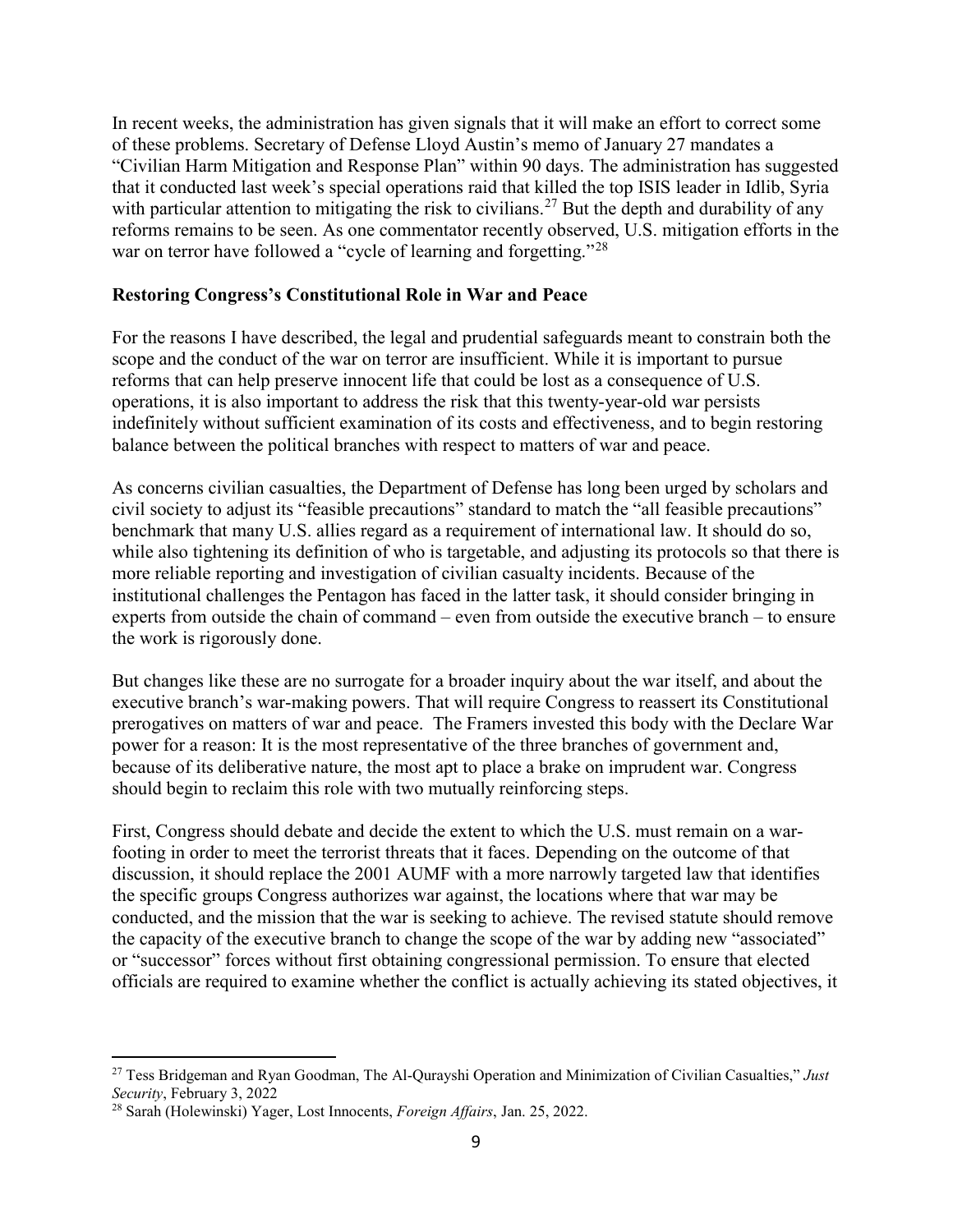In recent weeks, the administration has given signals that it will make an effort to correct some of these problems. Secretary of Defense Lloyd Austin's memo of January 27 mandates a "Civilian Harm Mitigation and Response Plan" within 90 days. The administration has suggested that it conducted last week's special operations raid that killed the top ISIS leader in Idlib, Syria with particular attention to mitigating the risk to civilians.[27] But the depth and durability of any reforms remains to be seen. As one commentator recently observed, U.S. mitigation efforts in the war on terror have followed a "cycle of learning and forgetting."[28]

**Restoring Congress's Constitutional Role in War and Peace**

For the reasons I have described, the legal and prudential safeguards meant to constrain both the scope and the conduct of the war on terror are insufficient. While it is important to pursue reforms that can help preserve innocent life that could be lost as a consequence of U.S. operations, it is also important to address the risk that this twenty-year-old war persists indefinitely without sufficient examination of its costs and effectiveness, and to begin restoring balance between the political branches with respect to matters of war and peace.

As concerns civilian casualties, the Department of Defense has long been urged by scholars and civil society to adjust its "feasible precautions" standard to match the "all feasible precautions" benchmark that many U.S. allies regard as a requirement of international law. It should do so, while also tightening its definition of who is targetable, and adjusting its protocols so that there is more reliable reporting and investigation of civilian casualty incidents. Because of the institutional challenges the Pentagon has faced in the latter task, it should consider bringing in experts from outside the chain of command – even from outside the executive branch – to ensure the work is rigorously done.

But changes like these are no surrogate for a broader inquiry about the war itself, and about the executive branch's war-making powers. That will require Congress to reassert its Constitutional prerogatives on matters of war and peace. The Framers invested this body with the Declare War power for a reason: It is the most representative of the three branches of government and, because of its deliberative nature, the most apt to place a brake on imprudent war. Congress should begin to reclaim this role with two mutually reinforcing steps.

First, Congress should debate and decide the extent to which the U.S. must remain on a war-footing in order to meet the terrorist threats that it faces. Depending on the outcome of that discussion, it should replace the 2001 AUMF with a more narrowly targeted law that identifies the specific groups Congress authorizes war against, the locations where that war may be conducted, and the mission that the war is seeking to achieve. The revised statute should remove the capacity of the executive branch to change the scope of the war by adding new "associated" or "successor" forces without first obtaining congressional permission. To ensure that elected officials are required to examine whether the conflict is actually achieving its stated objectives, it

---

[27] Tess Bridgeman and Ryan Goodman, The Al-Qurayshi Operation and Minimization of Civilian Casualties," *Just Security*, February 3, 2022

[28] Sarah (Holewinski) Yager, Lost Innocents, *Foreign Affairs*, Jan. 25, 2022.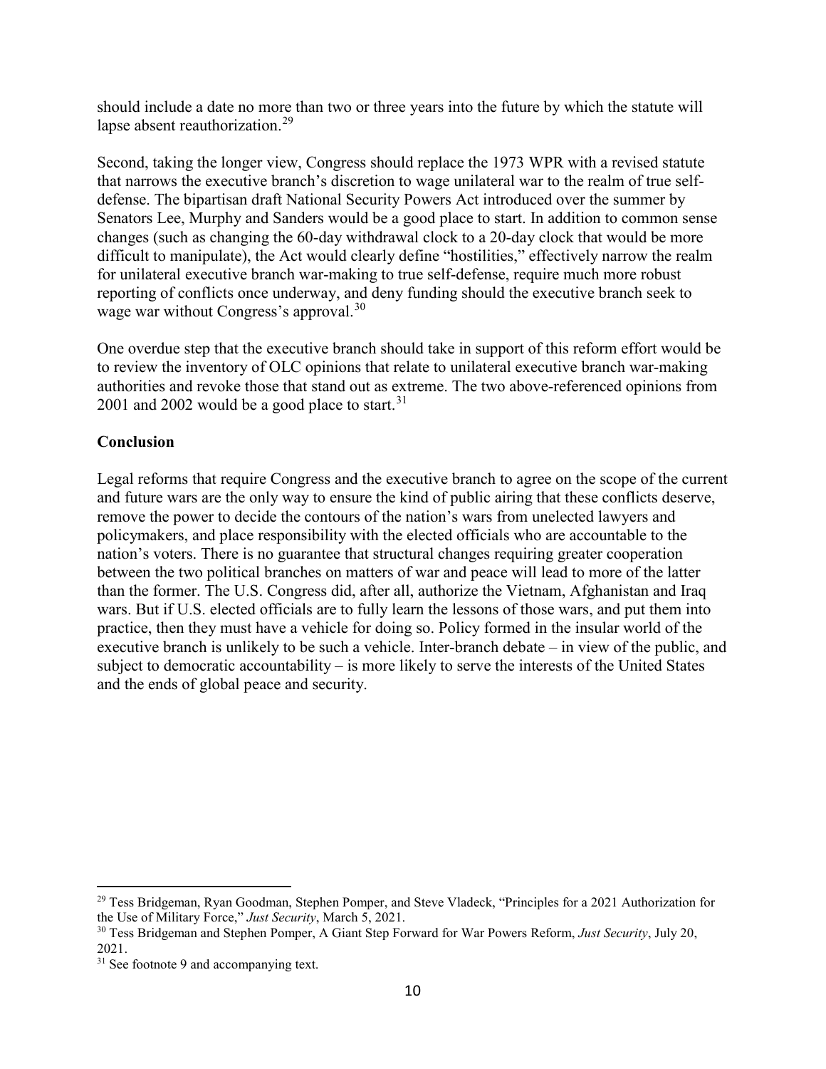should include a date no more than two or three years into the future by which the statute will lapse absent reauthorization.[29]

Second, taking the longer view, Congress should replace the 1973 WPR with a revised statute that narrows the executive branch's discretion to wage unilateral war to the realm of true self-defense. The bipartisan draft National Security Powers Act introduced over the summer by Senators Lee, Murphy and Sanders would be a good place to start. In addition to common sense changes (such as changing the 60-day withdrawal clock to a 20-day clock that would be more difficult to manipulate), the Act would clearly define "hostilities," effectively narrow the realm for unilateral executive branch war-making to true self-defense, require much more robust reporting of conflicts once underway, and deny funding should the executive branch seek to wage war without Congress's approval.[30]

One overdue step that the executive branch should take in support of this reform effort would be to review the inventory of OLC opinions that relate to unilateral executive branch war-making authorities and revoke those that stand out as extreme. The two above-referenced opinions from 2001 and 2002 would be a good place to start.[31]

**Conclusion**

Legal reforms that require Congress and the executive branch to agree on the scope of the current and future wars are the only way to ensure the kind of public airing that these conflicts deserve, remove the power to decide the contours of the nation's wars from unelected lawyers and policymakers, and place responsibility with the elected officials who are accountable to the nation's voters. There is no guarantee that structural changes requiring greater cooperation between the two political branches on matters of war and peace will lead to more of the latter than the former. The U.S. Congress did, after all, authorize the Vietnam, Afghanistan and Iraq wars. But if U.S. elected officials are to fully learn the lessons of those wars, and put them into practice, then they must have a vehicle for doing so. Policy formed in the insular world of the executive branch is unlikely to be such a vehicle. Inter-branch debate – in view of the public, and subject to democratic accountability – is more likely to serve the interests of the United States and the ends of global peace and security.

---

[29] Tess Bridgeman, Ryan Goodman, Stephen Pomper, and Steve Vladeck, "Principles for a 2021 Authorization for the Use of Military Force," *Just Security*, March 5, 2021.

[30] Tess Bridgeman and Stephen Pomper, A Giant Step Forward for War Powers Reform, *Just Security*, July 20, 2021.

[31] See footnote 9 and accompanying text.